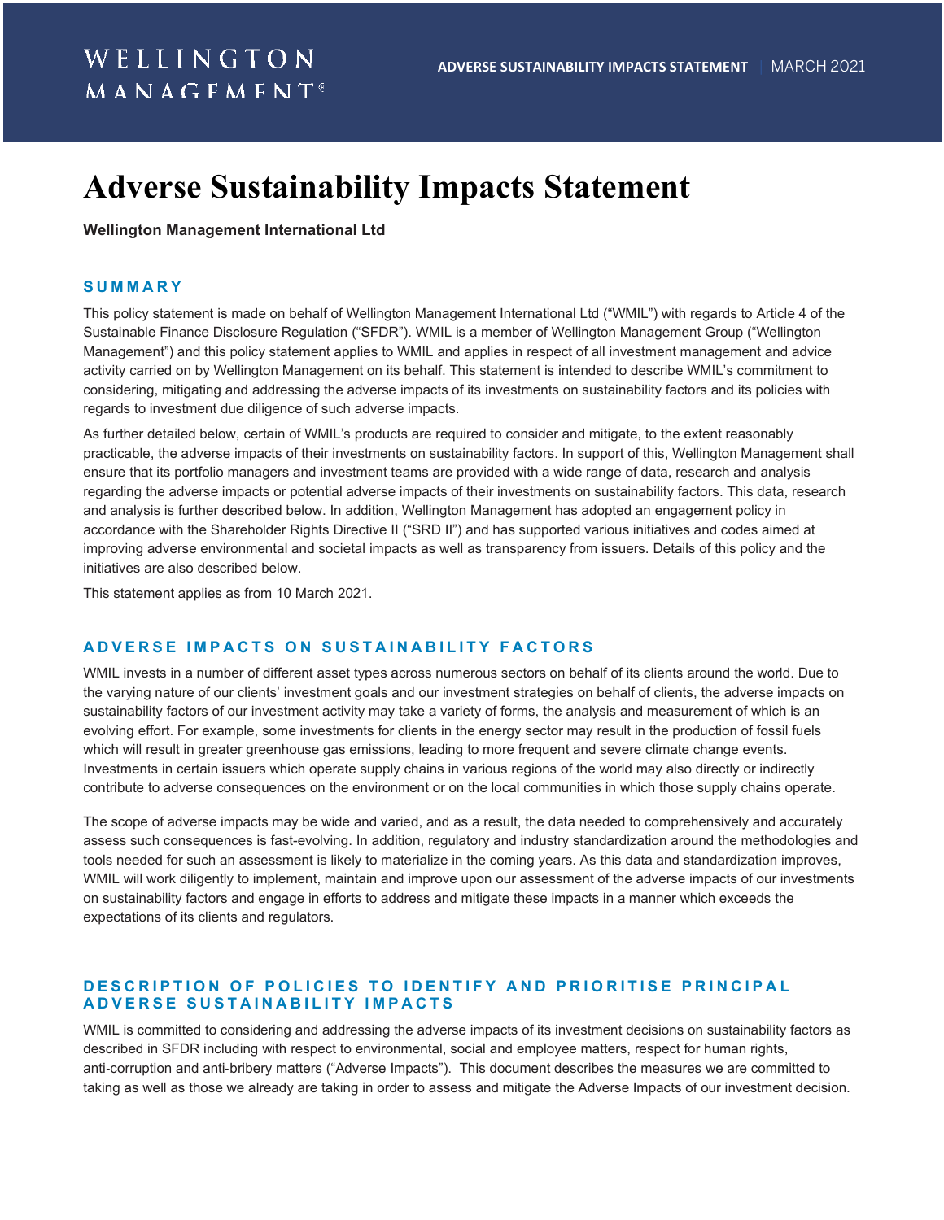# Adverse Sustainability Impacts Statement

**Wellington Management International Ltd**

## SUMMARY

This policy statement is made on behalf of Wellington Management International Ltd ("WMIL") with regards to Article 4 of the Sustainable Finance Disclosure Regulation ("SFDR"). WMIL is a member of Wellington Management Group ("Wellington Management") and this policy statement applies to WMIL and applies in respect of all investment management and advice activity carried on by Wellington Management on its behalf. This statement is intended to describe WMIL's commitment to considering, mitigating and addressing the adverse impacts of its investments on sustainability factors and its policies with regards to investment due diligence of such adverse impacts.

As further detailed below, certain of WMIL's products are required to consider and mitigate, to the extent reasonably practicable, the adverse impacts of their investments on sustainability factors. In support of this, Wellington Management shall ensure that its portfolio managers and investment teams are provided with a wide range of data, research and analysis regarding the adverse impacts or potential adverse impacts of their investments on sustainability factors. This data, research and analysis is further described below. In addition, Wellington Management has adopted an engagement policy in accordance with the Shareholder Rights Directive II ("SRD II") and has supported various initiatives and codes aimed at improving adverse environmental and societal impacts as well as transparency from issuers. Details of this policy and the initiatives are also described below.

This statement applies as from 10 March 2021.

## ADVERSE IMPACTS ON SUSTAINABILITY FACTORS

WMIL invests in a number of different asset types across numerous sectors on behalf of its clients around the world. Due to the varying nature of our clients' investment goals and our investment strategies on behalf of clients, the adverse impacts on sustainability factors of our investment activity may take a variety of forms, the analysis and measurement of which is an evolving effort. For example, some investments for clients in the energy sector may result in the production of fossil fuels which will result in greater greenhouse gas emissions, leading to more frequent and severe climate change events. Investments in certain issuers which operate supply chains in various regions of the world may also directly or indirectly contribute to adverse consequences on the environment or on the local communities in which those supply chains operate.

The scope of adverse impacts may be wide and varied, and as a result, the data needed to comprehensively and accurately assess such consequences is fast-evolving. In addition, regulatory and industry standardization around the methodologies and tools needed for such an assessment is likely to materialize in the coming years. As this data and standardization improves, WMIL will work diligently to implement, maintain and improve upon our assessment of the adverse impacts of our investments on sustainability factors and engage in efforts to address and mitigate these impacts in a manner which exceeds the expectations of its clients and regulators.

## DESCRIPTION OF POLICIES TO IDENTIFY AND PRIORITISE PRINCIPAL ADVERSE SUSTAINABILITY IMPACTS

WMIL is committed to considering and addressing the adverse impacts of its investment decisions on sustainability factors as described in SFDR including with respect to environmental, social and employee matters, respect for human rights, anti-corruption and anti-bribery matters ("Adverse Impacts"). This document describes the measures we are committed to taking as well as those we already are taking in order to assess and mitigate the Adverse Impacts of our investment decision.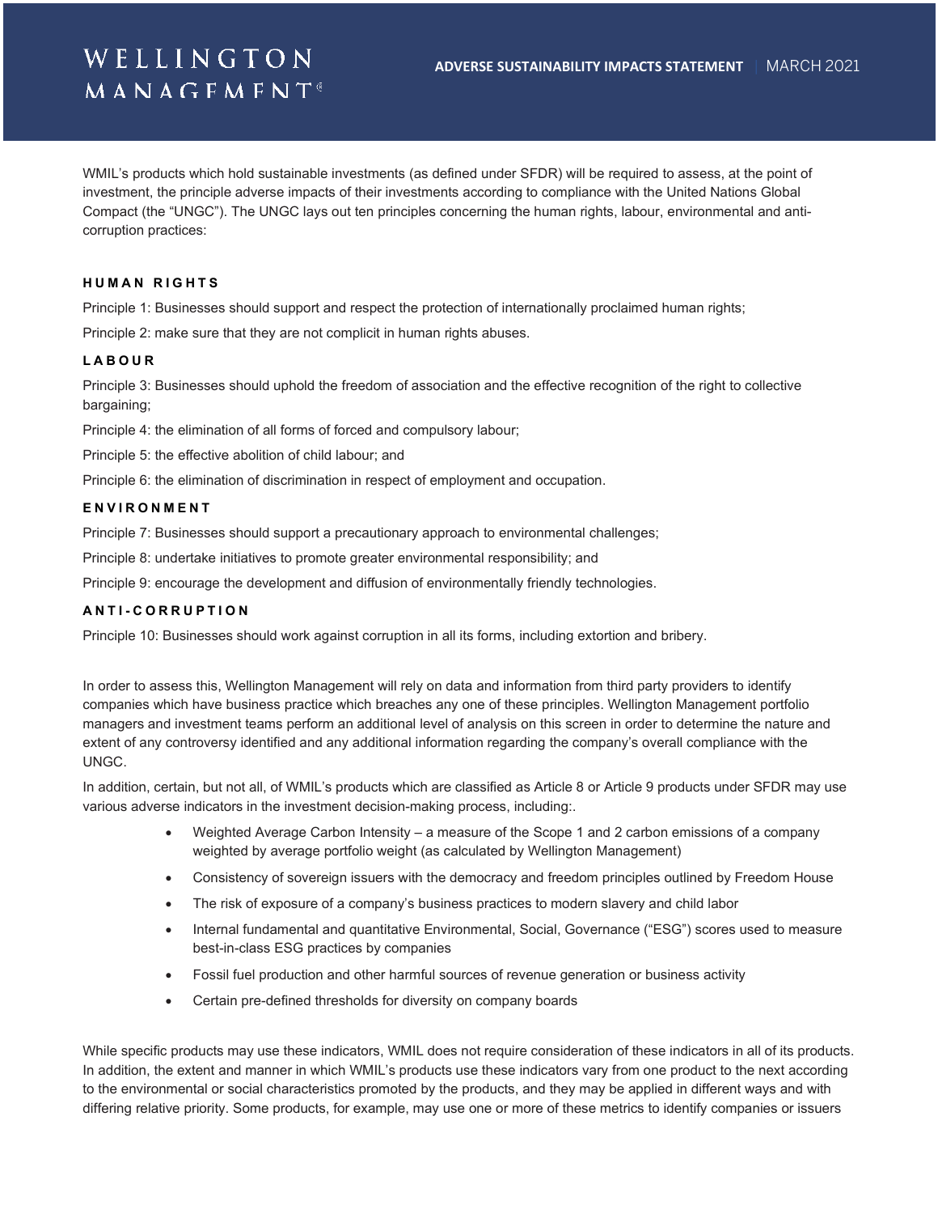WMIL's products which hold sustainable investments (as defined under SFDR) will be required to assess, at the point of investment, the principle adverse impacts of their investments according to compliance with the United Nations Global Compact (the "UNGC"). The UNGC lays out ten principles concerning the human rights, labour, environmental and anti-corruption practices:

### HUMAN RIGHTS

Principle 1: Businesses should support and respect the protection of internationally proclaimed human rights;

Principle 2: make sure that they are not complicit in human rights abuses.

### LABOUR

Principle 3: Businesses should uphold the freedom of association and the effective recognition of the right to collective bargaining;

Principle 4: the elimination of all forms of forced and compulsory labour;

Principle 5: the effective abolition of child labour; and

Principle 6: the elimination of discrimination in respect of employment and occupation.

### ENVIRONMENT

Principle 7: Businesses should support a precautionary approach to environmental challenges;

Principle 8: undertake initiatives to promote greater environmental responsibility; and

Principle 9: encourage the development and diffusion of environmentally friendly technologies.

### ANTI-CORRUPTION

Principle 10: Businesses should work against corruption in all its forms, including extortion and bribery.

In order to assess this, Wellington Management will rely on data and information from third party providers to identify companies which have business practice which breaches any one of these principles. Wellington Management portfolio managers and investment teams perform an additional level of analysis on this screen in order to determine the nature and extent of any controversy identified and any additional information regarding the company's overall compliance with the UNGC.

In addition, certain, but not all, of WMIL's products which are classified as Article 8 or Article 9 products under SFDR may use various adverse indicators in the investment decision-making process, including:.

- Weighted Average Carbon Intensity – a measure of the Scope 1 and 2 carbon emissions of a company weighted by average portfolio weight (as calculated by Wellington Management)
- Consistency of sovereign issuers with the democracy and freedom principles outlined by Freedom House
- The risk of exposure of a company's business practices to modern slavery and child labor
- Internal fundamental and quantitative Environmental, Social, Governance ("ESG") scores used to measure best-in-class ESG practices by companies
- Fossil fuel production and other harmful sources of revenue generation or business activity
- Certain pre-defined thresholds for diversity on company boards

While specific products may use these indicators, WMIL does not require consideration of these indicators in all of its products. In addition, the extent and manner in which WMIL's products use these indicators vary from one product to the next according to the environmental or social characteristics promoted by the products, and they may be applied in different ways and with differing relative priority. Some products, for example, may use one or more of these metrics to identify companies or issuers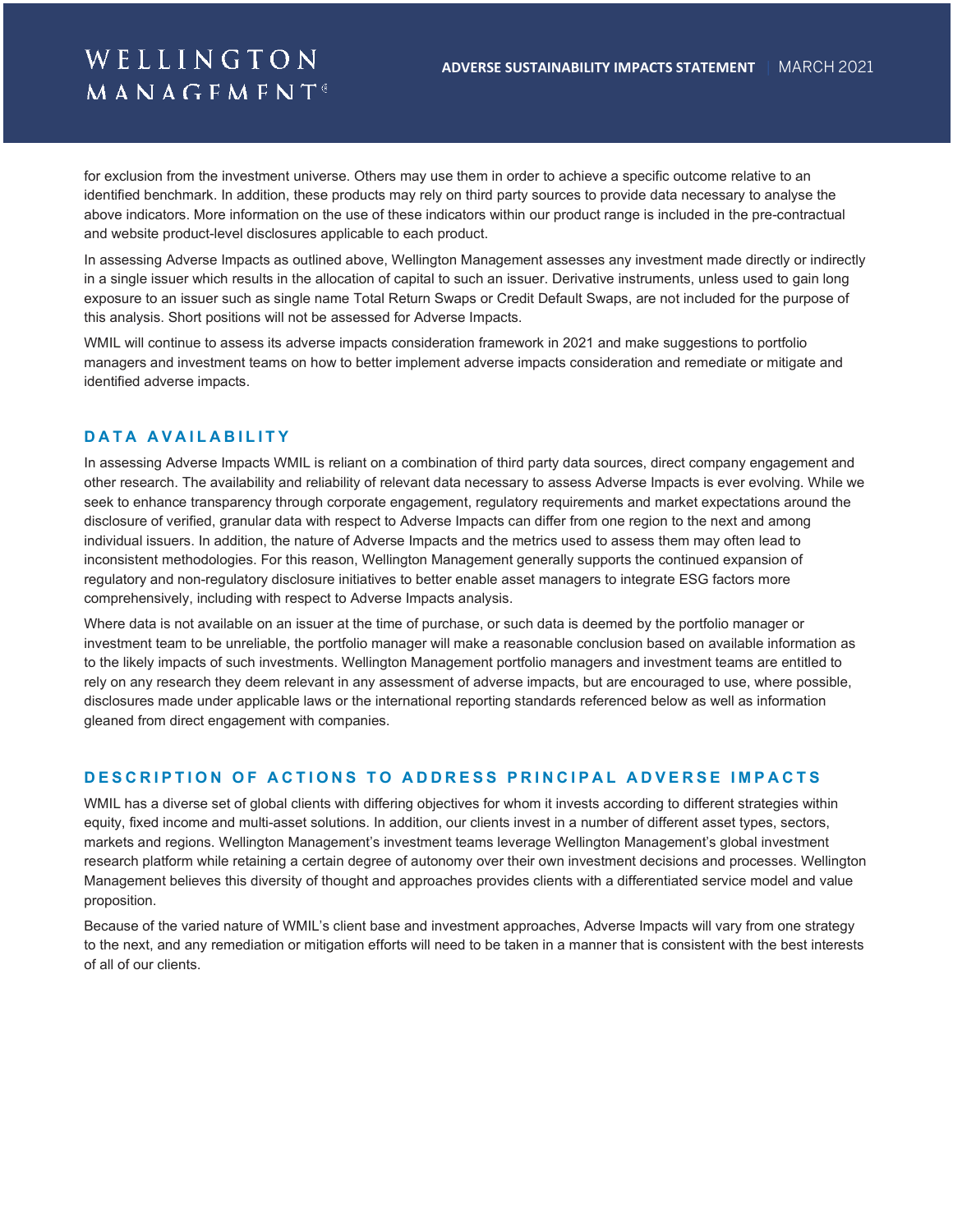for exclusion from the investment universe. Others may use them in order to achieve a specific outcome relative to an identified benchmark. In addition, these products may rely on third party sources to provide data necessary to analyse the above indicators. More information on the use of these indicators within our product range is included in the pre-contractual and website product-level disclosures applicable to each product.

In assessing Adverse Impacts as outlined above, Wellington Management assesses any investment made directly or indirectly in a single issuer which results in the allocation of capital to such an issuer. Derivative instruments, unless used to gain long exposure to an issuer such as single name Total Return Swaps or Credit Default Swaps, are not included for the purpose of this analysis. Short positions will not be assessed for Adverse Impacts.

WMIL will continue to assess its adverse impacts consideration framework in 2021 and make suggestions to portfolio managers and investment teams on how to better implement adverse impacts consideration and remediate or mitigate and identified adverse impacts.

## DATA AVAILABILITY

In assessing Adverse Impacts WMIL is reliant on a combination of third party data sources, direct company engagement and other research. The availability and reliability of relevant data necessary to assess Adverse Impacts is ever evolving. While we seek to enhance transparency through corporate engagement, regulatory requirements and market expectations around the disclosure of verified, granular data with respect to Adverse Impacts can differ from one region to the next and among individual issuers. In addition, the nature of Adverse Impacts and the metrics used to assess them may often lead to inconsistent methodologies. For this reason, Wellington Management generally supports the continued expansion of regulatory and non-regulatory disclosure initiatives to better enable asset managers to integrate ESG factors more comprehensively, including with respect to Adverse Impacts analysis.

Where data is not available on an issuer at the time of purchase, or such data is deemed by the portfolio manager or investment team to be unreliable, the portfolio manager will make a reasonable conclusion based on available information as to the likely impacts of such investments. Wellington Management portfolio managers and investment teams are entitled to rely on any research they deem relevant in any assessment of adverse impacts, but are encouraged to use, where possible, disclosures made under applicable laws or the international reporting standards referenced below as well as information gleaned from direct engagement with companies.

## DESCRIPTION OF ACTIONS TO ADDRESS PRINCIPAL ADVERSE IMPACTS

WMIL has a diverse set of global clients with differing objectives for whom it invests according to different strategies within equity, fixed income and multi-asset solutions. In addition, our clients invest in a number of different asset types, sectors, markets and regions. Wellington Management's investment teams leverage Wellington Management's global investment research platform while retaining a certain degree of autonomy over their own investment decisions and processes. Wellington Management believes this diversity of thought and approaches provides clients with a differentiated service model and value proposition.

Because of the varied nature of WMIL's client base and investment approaches, Adverse Impacts will vary from one strategy to the next, and any remediation or mitigation efforts will need to be taken in a manner that is consistent with the best interests of all of our clients.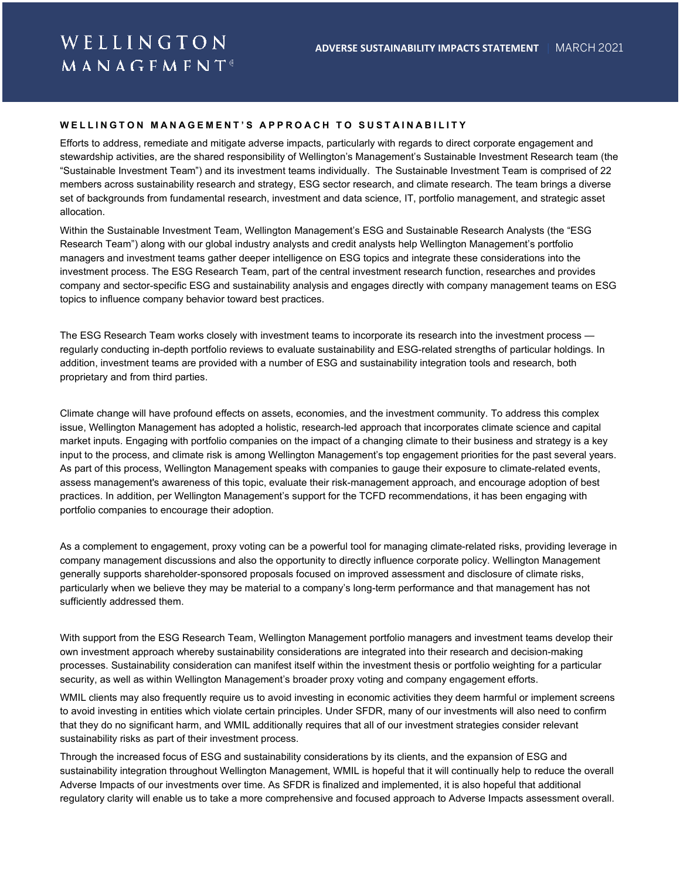## WELLINGTON MANAGEMENT'S APPROACH TO SUSTAINABILITY

Efforts to address, remediate and mitigate adverse impacts, particularly with regards to direct corporate engagement and stewardship activities, are the shared responsibility of Wellington's Management's Sustainable Investment Research team (the "Sustainable Investment Team") and its investment teams individually. The Sustainable Investment Team is comprised of 22 members across sustainability research and strategy, ESG sector research, and climate research. The team brings a diverse set of backgrounds from fundamental research, investment and data science, IT, portfolio management, and strategic asset allocation.

Within the Sustainable Investment Team, Wellington Management's ESG and Sustainable Research Analysts (the "ESG Research Team") along with our global industry analysts and credit analysts help Wellington Management's portfolio managers and investment teams gather deeper intelligence on ESG topics and integrate these considerations into the investment process. The ESG Research Team, part of the central investment research function, researches and provides company and sector-specific ESG and sustainability analysis and engages directly with company management teams on ESG topics to influence company behavior toward best practices.

The ESG Research Team works closely with investment teams to incorporate its research into the investment process — regularly conducting in-depth portfolio reviews to evaluate sustainability and ESG-related strengths of particular holdings. In addition, investment teams are provided with a number of ESG and sustainability integration tools and research, both proprietary and from third parties.

Climate change will have profound effects on assets, economies, and the investment community. To address this complex issue, Wellington Management has adopted a holistic, research-led approach that incorporates climate science and capital market inputs. Engaging with portfolio companies on the impact of a changing climate to their business and strategy is a key input to the process, and climate risk is among Wellington Management's top engagement priorities for the past several years. As part of this process, Wellington Management speaks with companies to gauge their exposure to climate-related events, assess management's awareness of this topic, evaluate their risk-management approach, and encourage adoption of best practices. In addition, per Wellington Management's support for the TCFD recommendations, it has been engaging with portfolio companies to encourage their adoption.

As a complement to engagement, proxy voting can be a powerful tool for managing climate-related risks, providing leverage in company management discussions and also the opportunity to directly influence corporate policy. Wellington Management generally supports shareholder-sponsored proposals focused on improved assessment and disclosure of climate risks, particularly when we believe they may be material to a company's long-term performance and that management has not sufficiently addressed them.

With support from the ESG Research Team, Wellington Management portfolio managers and investment teams develop their own investment approach whereby sustainability considerations are integrated into their research and decision-making processes. Sustainability consideration can manifest itself within the investment thesis or portfolio weighting for a particular security, as well as within Wellington Management's broader proxy voting and company engagement efforts.

WMIL clients may also frequently require us to avoid investing in economic activities they deem harmful or implement screens to avoid investing in entities which violate certain principles. Under SFDR, many of our investments will also need to confirm that they do no significant harm, and WMIL additionally requires that all of our investment strategies consider relevant sustainability risks as part of their investment process.

Through the increased focus of ESG and sustainability considerations by its clients, and the expansion of ESG and sustainability integration throughout Wellington Management, WMIL is hopeful that it will continually help to reduce the overall Adverse Impacts of our investments over time. As SFDR is finalized and implemented, it is also hopeful that additional regulatory clarity will enable us to take a more comprehensive and focused approach to Adverse Impacts assessment overall.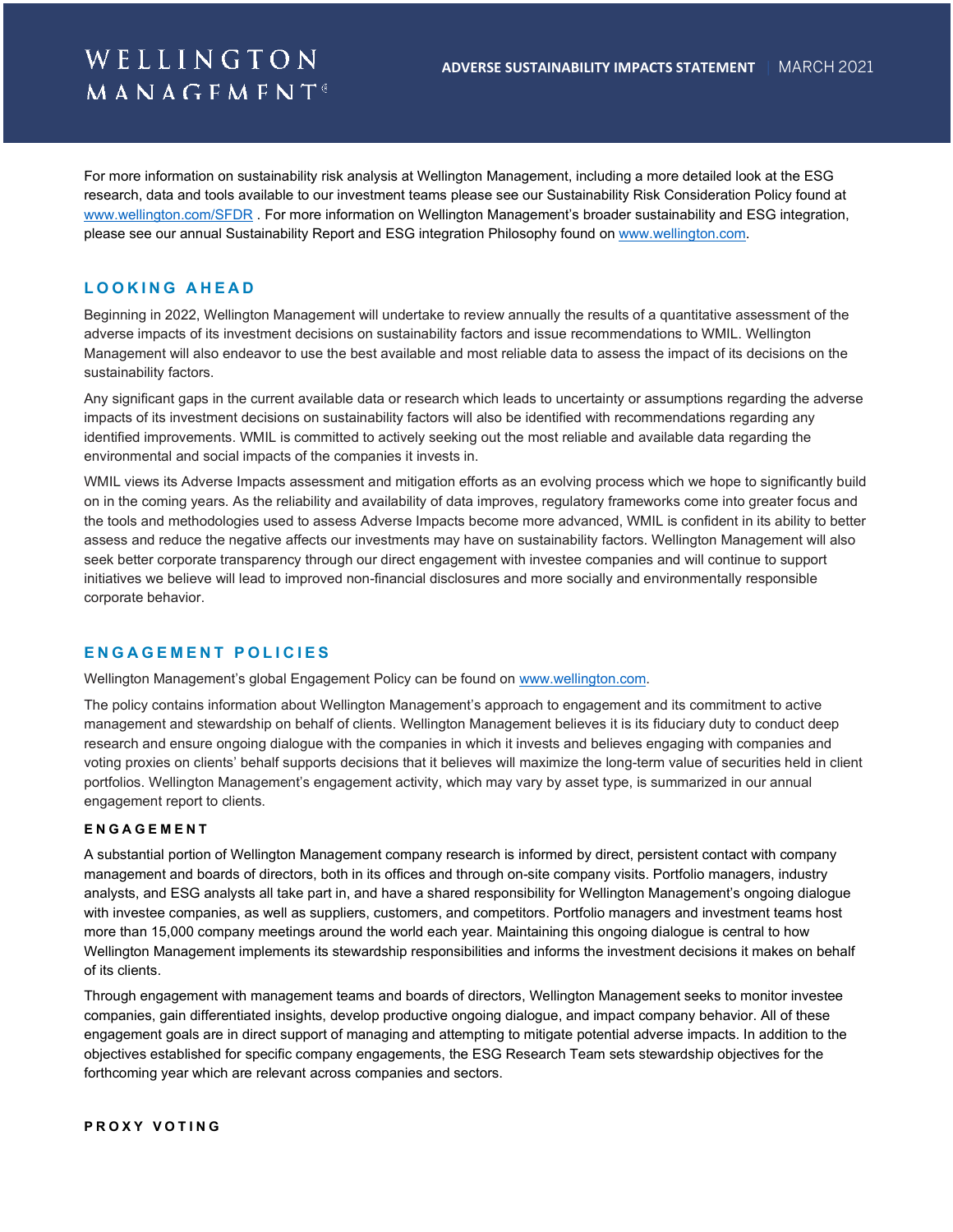For more information on sustainability risk analysis at Wellington Management, including a more detailed look at the ESG research, data and tools available to our investment teams please see our Sustainability Risk Consideration Policy found at www.wellington.com/SFDR . For more information on Wellington Management's broader sustainability and ESG integration, please see our annual Sustainability Report and ESG integration Philosophy found on www.wellington.com.

## LOOKING AHEAD

Beginning in 2022, Wellington Management will undertake to review annually the results of a quantitative assessment of the adverse impacts of its investment decisions on sustainability factors and issue recommendations to WMIL. Wellington Management will also endeavor to use the best available and most reliable data to assess the impact of its decisions on the sustainability factors.

Any significant gaps in the current available data or research which leads to uncertainty or assumptions regarding the adverse impacts of its investment decisions on sustainability factors will also be identified with recommendations regarding any identified improvements. WMIL is committed to actively seeking out the most reliable and available data regarding the environmental and social impacts of the companies it invests in.

WMIL views its Adverse Impacts assessment and mitigation efforts as an evolving process which we hope to significantly build on in the coming years. As the reliability and availability of data improves, regulatory frameworks come into greater focus and the tools and methodologies used to assess Adverse Impacts become more advanced, WMIL is confident in its ability to better assess and reduce the negative affects our investments may have on sustainability factors. Wellington Management will also seek better corporate transparency through our direct engagement with investee companies and will continue to support initiatives we believe will lead to improved non-financial disclosures and more socially and environmentally responsible corporate behavior.

## ENGAGEMENT POLICIES

Wellington Management's global Engagement Policy can be found on www.wellington.com.

The policy contains information about Wellington Management's approach to engagement and its commitment to active management and stewardship on behalf of clients. Wellington Management believes it is its fiduciary duty to conduct deep research and ensure ongoing dialogue with the companies in which it invests and believes engaging with companies and voting proxies on clients' behalf supports decisions that it believes will maximize the long-term value of securities held in client portfolios. Wellington Management's engagement activity, which may vary by asset type, is summarized in our annual engagement report to clients.

### ENGAGEMENT

A substantial portion of Wellington Management company research is informed by direct, persistent contact with company management and boards of directors, both in its offices and through on-site company visits. Portfolio managers, industry analysts, and ESG analysts all take part in, and have a shared responsibility for Wellington Management's ongoing dialogue with investee companies, as well as suppliers, customers, and competitors. Portfolio managers and investment teams host more than 15,000 company meetings around the world each year. Maintaining this ongoing dialogue is central to how Wellington Management implements its stewardship responsibilities and informs the investment decisions it makes on behalf of its clients.

Through engagement with management teams and boards of directors, Wellington Management seeks to monitor investee companies, gain differentiated insights, develop productive ongoing dialogue, and impact company behavior. All of these engagement goals are in direct support of managing and attempting to mitigate potential adverse impacts. In addition to the objectives established for specific company engagements, the ESG Research Team sets stewardship objectives for the forthcoming year which are relevant across companies and sectors.

### PROXY VOTING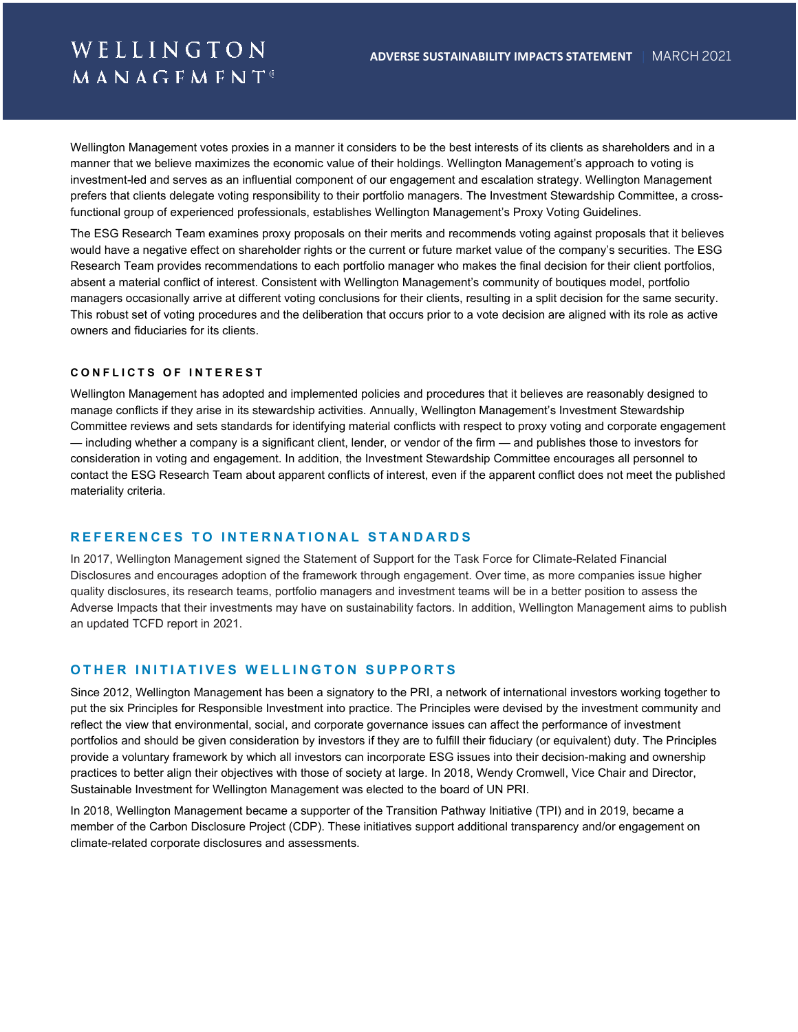Wellington Management votes proxies in a manner it considers to be the best interests of its clients as shareholders and in a manner that we believe maximizes the economic value of their holdings. Wellington Management's approach to voting is investment-led and serves as an influential component of our engagement and escalation strategy. Wellington Management prefers that clients delegate voting responsibility to their portfolio managers. The Investment Stewardship Committee, a cross-functional group of experienced professionals, establishes Wellington Management's Proxy Voting Guidelines.

The ESG Research Team examines proxy proposals on their merits and recommends voting against proposals that it believes would have a negative effect on shareholder rights or the current or future market value of the company's securities. The ESG Research Team provides recommendations to each portfolio manager who makes the final decision for their client portfolios, absent a material conflict of interest. Consistent with Wellington Management's community of boutiques model, portfolio managers occasionally arrive at different voting conclusions for their clients, resulting in a split decision for the same security. This robust set of voting procedures and the deliberation that occurs prior to a vote decision are aligned with its role as active owners and fiduciaries for its clients.

### CONFLICTS OF INTEREST

Wellington Management has adopted and implemented policies and procedures that it believes are reasonably designed to manage conflicts if they arise in its stewardship activities. Annually, Wellington Management's Investment Stewardship Committee reviews and sets standards for identifying material conflicts with respect to proxy voting and corporate engagement — including whether a company is a significant client, lender, or vendor of the firm — and publishes those to investors for consideration in voting and engagement. In addition, the Investment Stewardship Committee encourages all personnel to contact the ESG Research Team about apparent conflicts of interest, even if the apparent conflict does not meet the published materiality criteria.

## REFERENCES TO INTERNATIONAL STANDARDS

In 2017, Wellington Management signed the Statement of Support for the Task Force for Climate-Related Financial Disclosures and encourages adoption of the framework through engagement. Over time, as more companies issue higher quality disclosures, its research teams, portfolio managers and investment teams will be in a better position to assess the Adverse Impacts that their investments may have on sustainability factors. In addition, Wellington Management aims to publish an updated TCFD report in 2021.

## OTHER INITIATIVES WELLINGTON SUPPORTS

Since 2012, Wellington Management has been a signatory to the PRI, a network of international investors working together to put the six Principles for Responsible Investment into practice. The Principles were devised by the investment community and reflect the view that environmental, social, and corporate governance issues can affect the performance of investment portfolios and should be given consideration by investors if they are to fulfill their fiduciary (or equivalent) duty. The Principles provide a voluntary framework by which all investors can incorporate ESG issues into their decision-making and ownership practices to better align their objectives with those of society at large. In 2018, Wendy Cromwell, Vice Chair and Director, Sustainable Investment for Wellington Management was elected to the board of UN PRI.

In 2018, Wellington Management became a supporter of the Transition Pathway Initiative (TPI) and in 2019, became a member of the Carbon Disclosure Project (CDP). These initiatives support additional transparency and/or engagement on climate-related corporate disclosures and assessments.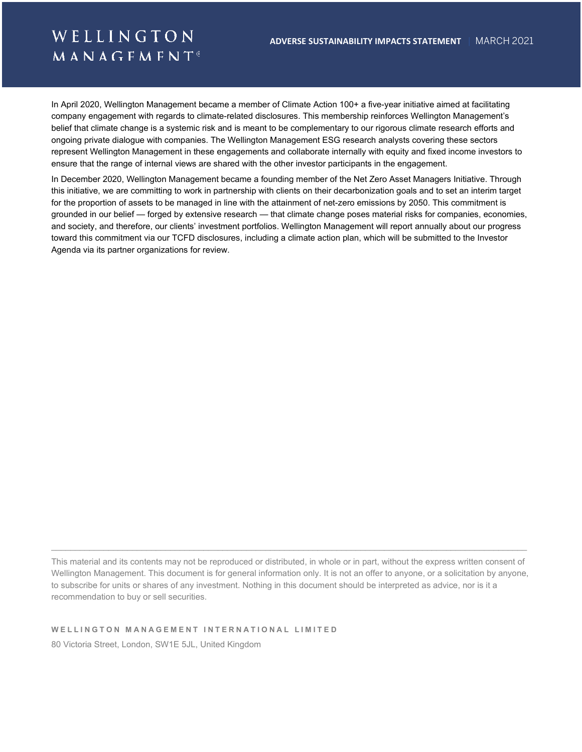In April 2020, Wellington Management became a member of Climate Action 100+ a five-year initiative aimed at facilitating company engagement with regards to climate-related disclosures. This membership reinforces Wellington Management's belief that climate change is a systemic risk and is meant to be complementary to our rigorous climate research efforts and ongoing private dialogue with companies. The Wellington Management ESG research analysts covering these sectors represent Wellington Management in these engagements and collaborate internally with equity and fixed income investors to ensure that the range of internal views are shared with the other investor participants in the engagement.

In December 2020, Wellington Management became a founding member of the Net Zero Asset Managers Initiative. Through this initiative, we are committing to work in partnership with clients on their decarbonization goals and to set an interim target for the proportion of assets to be managed in line with the attainment of net-zero emissions by 2050. This commitment is grounded in our belief — forged by extensive research — that climate change poses material risks for companies, economies, and society, and therefore, our clients' investment portfolios. Wellington Management will report annually about our progress toward this commitment via our TCFD disclosures, including a climate action plan, which will be submitted to the Investor Agenda via its partner organizations for review.

---

This material and its contents may not be reproduced or distributed, in whole or in part, without the express written consent of Wellington Management. This document is for general information only. It is not an offer to anyone, or a solicitation by anyone, to subscribe for units or shares of any investment. Nothing in this document should be interpreted as advice, nor is it a recommendation to buy or sell securities.

**WELLINGTON MANAGEMENT INTERNATIONAL LIMITED**

80 Victoria Street, London, SW1E 5JL, United Kingdom